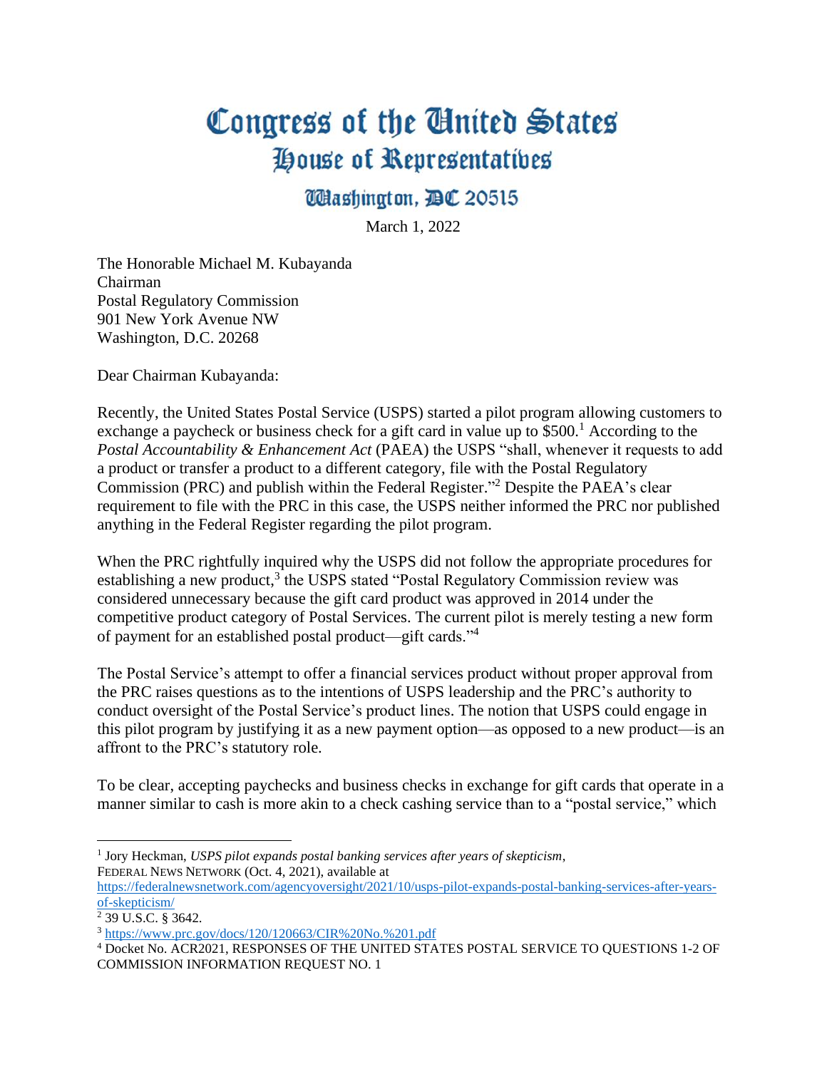# Congress of the United States
## House of Representatives
### Washington, DC 20515

March 1, 2022

The Honorable Michael M. Kubayanda
Chairman
Postal Regulatory Commission
901 New York Avenue NW
Washington, D.C. 20268

Dear Chairman Kubayanda:

Recently, the United States Postal Service (USPS) started a pilot program allowing customers to exchange a paycheck or business check for a gift card in value up to $500.[1] According to the *Postal Accountability & Enhancement Act* (PAEA) the USPS "shall, whenever it requests to add a product or transfer a product to a different category, file with the Postal Regulatory Commission (PRC) and publish within the Federal Register."[2] Despite the PAEA's clear requirement to file with the PRC in this case, the USPS neither informed the PRC nor published anything in the Federal Register regarding the pilot program.

When the PRC rightfully inquired why the USPS did not follow the appropriate procedures for establishing a new product,[3] the USPS stated "Postal Regulatory Commission review was considered unnecessary because the gift card product was approved in 2014 under the competitive product category of Postal Services. The current pilot is merely testing a new form of payment for an established postal product—gift cards."[4]

The Postal Service's attempt to offer a financial services product without proper approval from the PRC raises questions as to the intentions of USPS leadership and the PRC's authority to conduct oversight of the Postal Service's product lines. The notion that USPS could engage in this pilot program by justifying it as a new payment option—as opposed to a new product—is an affront to the PRC's statutory role.

To be clear, accepting paychecks and business checks in exchange for gift cards that operate in a manner similar to cash is more akin to a check cashing service than to a "postal service," which

---

[1] Jory Heckman, *USPS pilot expands postal banking services after years of skepticism*, FEDERAL NEWS NETWORK (Oct. 4, 2021), available at https://federalnewsnetwork.com/agencyoversight/2021/10/usps-pilot-expands-postal-banking-services-after-years-of-skepticism/

[2] 39 U.S.C. § 3642.

[3] https://www.prc.gov/docs/120/120663/CIR%20No.%201.pdf

[4] Docket No. ACR2021, RESPONSES OF THE UNITED STATES POSTAL SERVICE TO QUESTIONS 1-2 OF COMMISSION INFORMATION REQUEST NO. 1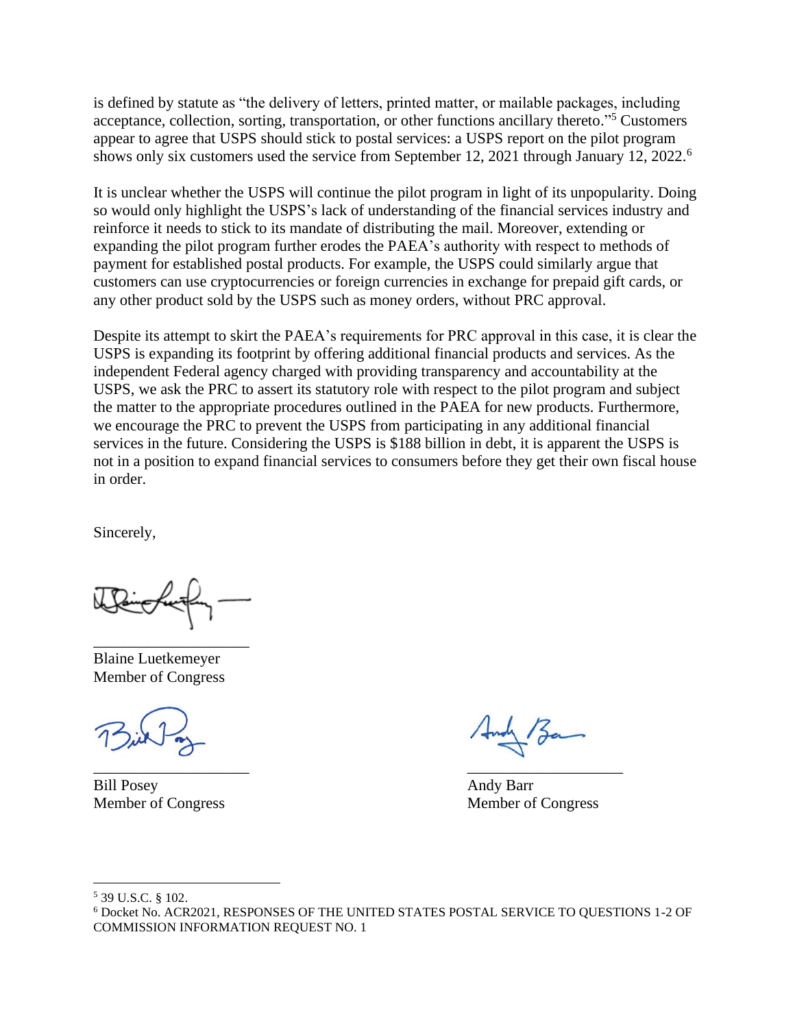is defined by statute as "the delivery of letters, printed matter, or mailable packages, including acceptance, collection, sorting, transportation, or other functions ancillary thereto."[5] Customers appear to agree that USPS should stick to postal services: a USPS report on the pilot program shows only six customers used the service from September 12, 2021 through January 12, 2022.[6]

It is unclear whether the USPS will continue the pilot program in light of its unpopularity. Doing so would only highlight the USPS's lack of understanding of the financial services industry and reinforce it needs to stick to its mandate of distributing the mail. Moreover, extending or expanding the pilot program further erodes the PAEA's authority with respect to methods of payment for established postal products. For example, the USPS could similarly argue that customers can use cryptocurrencies or foreign currencies in exchange for prepaid gift cards, or any other product sold by the USPS such as money orders, without PRC approval.

Despite its attempt to skirt the PAEA's requirements for PRC approval in this case, it is clear the USPS is expanding its footprint by offering additional financial products and services. As the independent Federal agency charged with providing transparency and accountability at the USPS, we ask the PRC to assert its statutory role with respect to the pilot program and subject the matter to the appropriate procedures outlined in the PAEA for new products. Furthermore, we encourage the PRC to prevent the USPS from participating in any additional financial services in the future. Considering the USPS is $188 billion in debt, it is apparent the USPS is not in a position to expand financial services to consumers before they get their own fiscal house in order.

Sincerely,

Blaine Luetkemeyer
Member of Congress

Bill Posey
Member of Congress

Andy Barr
Member of Congress

---

[5] 39 U.S.C. § 102.

[6] Docket No. ACR2021, RESPONSES OF THE UNITED STATES POSTAL SERVICE TO QUESTIONS 1-2 OF COMMISSION INFORMATION REQUEST NO. 1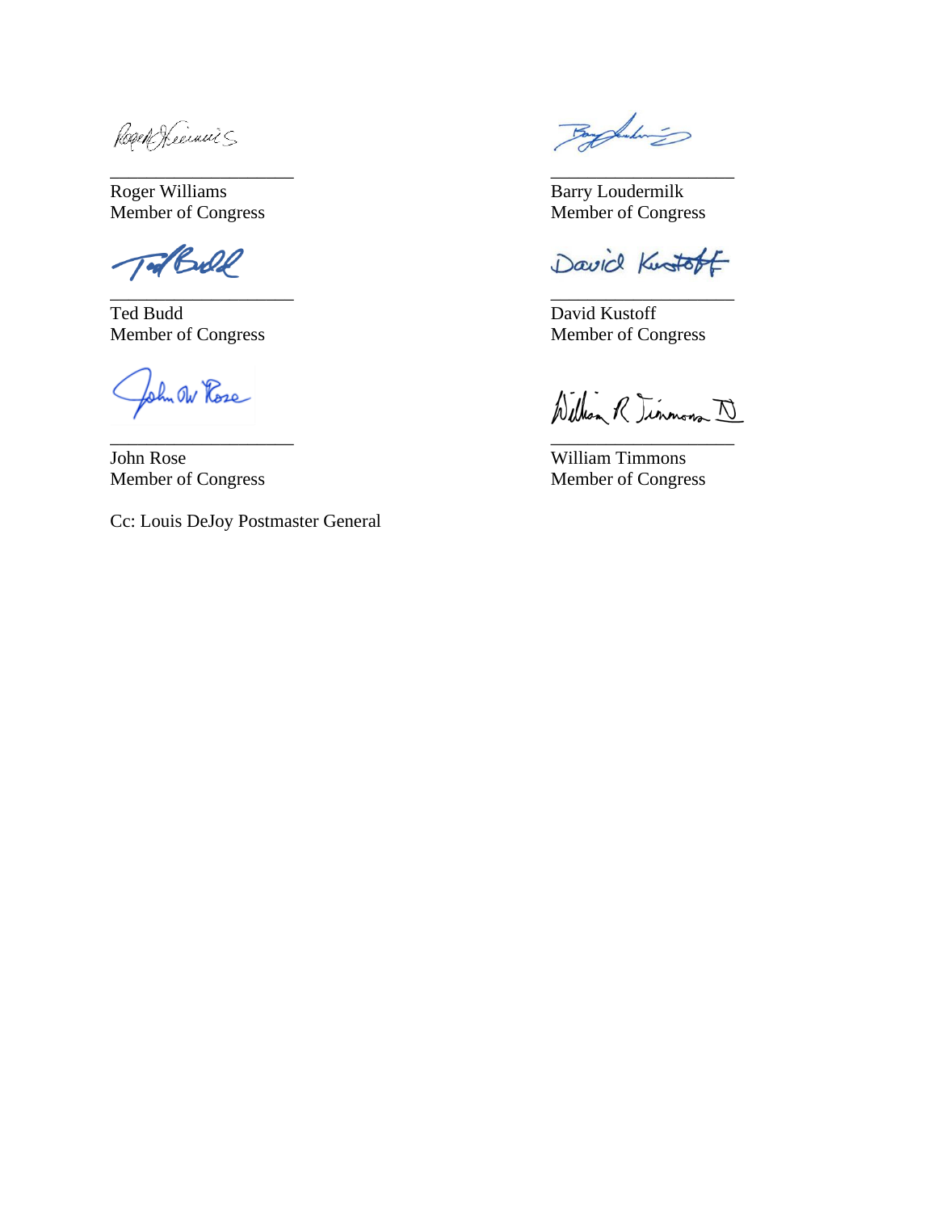Roger Williams
Member of Congress

Barry Loudermilk
Member of Congress

Ted Budd
Member of Congress

David Kustoff
Member of Congress

John Rose
Member of Congress

William Timmons
Member of Congress

Cc: Louis DeJoy Postmaster General